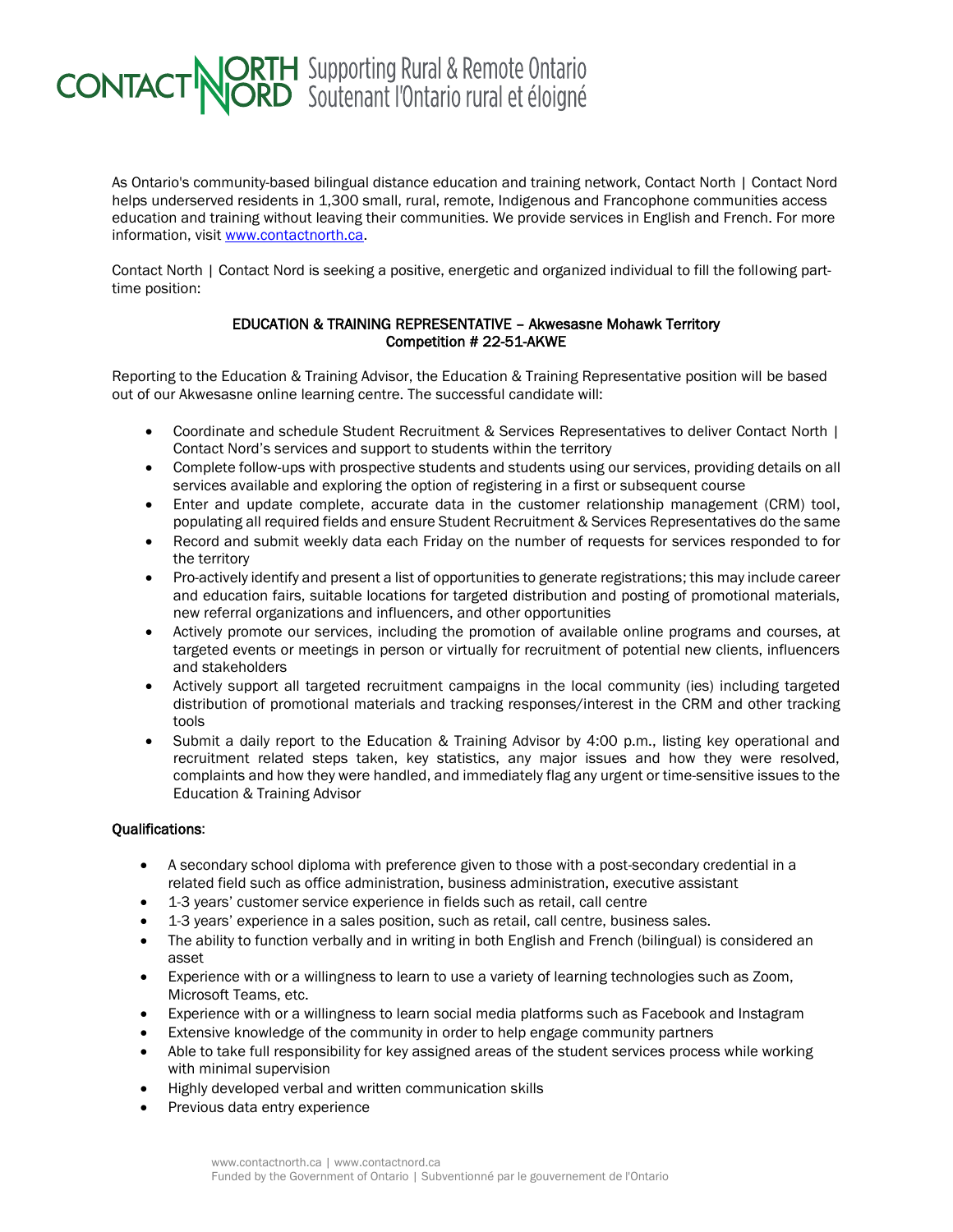CONTACT NORTH | NORD Supporting Rural & Remote Ontario | Soutenant l'Ontario rural et éloigné

As Ontario's community-based bilingual distance education and training network, Contact North | Contact Nord helps underserved residents in 1,300 small, rural, remote, Indigenous and Francophone communities access education and training without leaving their communities. We provide services in English and French. For more information, visit [www.contactnorth.ca](www.contactnorth.ca).

Contact North | Contact Nord is seeking a positive, energetic and organized individual to fill the following part-time position:

**EDUCATION & TRAINING REPRESENTATIVE – Akwesasne Mohawk Territory**
**Competition # 22-51-AKWE**

Reporting to the Education & Training Advisor, the Education & Training Representative position will be based out of our Akwesasne online learning centre. The successful candidate will:

- Coordinate and schedule Student Recruitment & Services Representatives to deliver Contact North | Contact Nord's services and support to students within the territory
- Complete follow-ups with prospective students and students using our services, providing details on all services available and exploring the option of registering in a first or subsequent course
- Enter and update complete, accurate data in the customer relationship management (CRM) tool, populating all required fields and ensure Student Recruitment & Services Representatives do the same
- Record and submit weekly data each Friday on the number of requests for services responded to for the territory
- Pro-actively identify and present a list of opportunities to generate registrations; this may include career and education fairs, suitable locations for targeted distribution and posting of promotional materials, new referral organizations and influencers, and other opportunities
- Actively promote our services, including the promotion of available online programs and courses, at targeted events or meetings in person or virtually for recruitment of potential new clients, influencers and stakeholders
- Actively support all targeted recruitment campaigns in the local community (ies) including targeted distribution of promotional materials and tracking responses/interest in the CRM and other tracking tools
- Submit a daily report to the Education & Training Advisor by 4:00 p.m., listing key operational and recruitment related steps taken, key statistics, any major issues and how they were resolved, complaints and how they were handled, and immediately flag any urgent or time-sensitive issues to the Education & Training Advisor

**Qualifications**:

- A secondary school diploma with preference given to those with a post-secondary credential in a related field such as office administration, business administration, executive assistant
- 1-3 years' customer service experience in fields such as retail, call centre
- 1-3 years' experience in a sales position, such as retail, call centre, business sales.
- The ability to function verbally and in writing in both English and French (bilingual) is considered an asset
- Experience with or a willingness to learn to use a variety of learning technologies such as Zoom, Microsoft Teams, etc.
- Experience with or a willingness to learn social media platforms such as Facebook and Instagram
- Extensive knowledge of the community in order to help engage community partners
- Able to take full responsibility for key assigned areas of the student services process while working with minimal supervision
- Highly developed verbal and written communication skills
- Previous data entry experience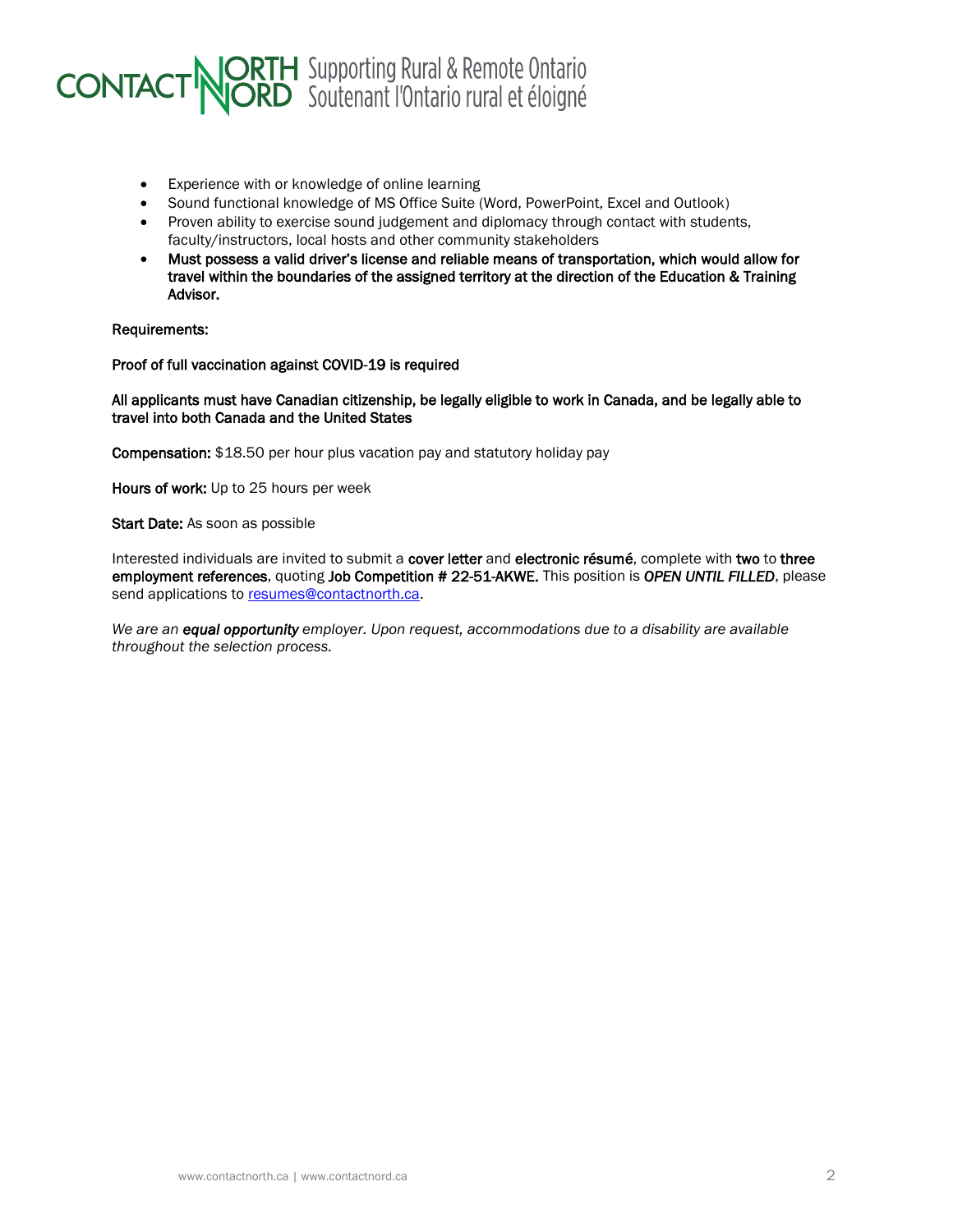- Experience with or knowledge of online learning
- Sound functional knowledge of MS Office Suite (Word, PowerPoint, Excel and Outlook)
- Proven ability to exercise sound judgement and diplomacy through contact with students, faculty/instructors, local hosts and other community stakeholders
- **Must possess a valid driver's license and reliable means of transportation, which would allow for travel within the boundaries of the assigned territory at the direction of the Education & Training Advisor.**

**Requirements:**

**Proof of full vaccination against COVID-19 is required**

**All applicants must have Canadian citizenship, be legally eligible to work in Canada, and be legally able to travel into both Canada and the United States**

**Compensation:** $18.50 per hour plus vacation pay and statutory holiday pay

**Hours of work:** Up to 25 hours per week

**Start Date:** As soon as possible

Interested individuals are invited to submit a **cover letter** and **electronic résumé**, complete with **two** to **three employment references**, quoting **Job Competition # 22-51-AKWE.** This position is ***OPEN UNTIL FILLED***, please send applications to resumes@contactnorth.ca.

*We are an **equal opportunity** employer. Upon request, accommodations due to a disability are available throughout the selection process.*